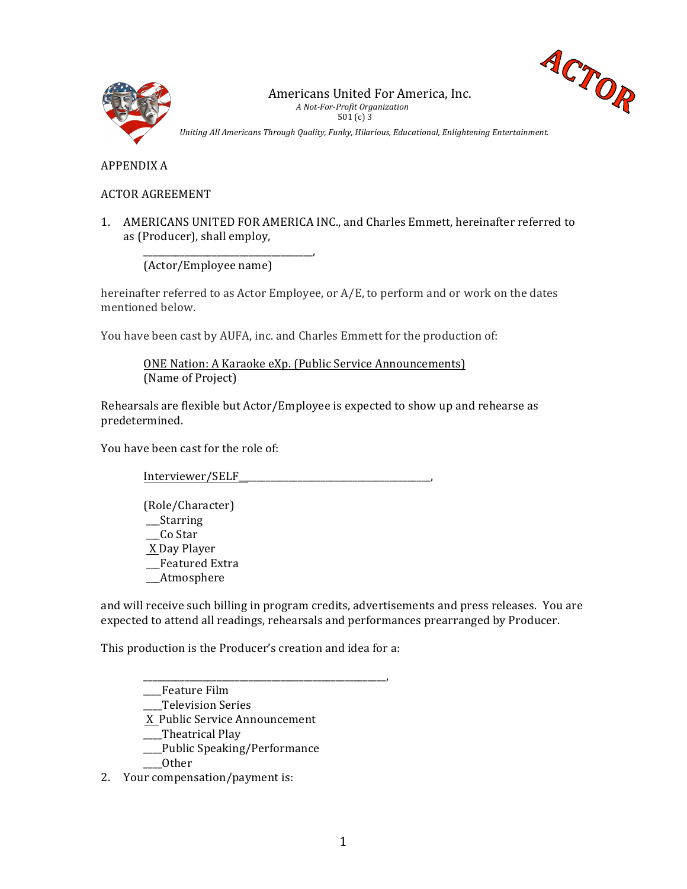ACTOR

Americans United For America, Inc.
*A Not-For-Profit Organization*
501 (c) 3

*Uniting All Americans Through Quality, Funky, Hilarious, Educational, Enlightening Entertainment.*

APPENDIX A

ACTOR AGREEMENT

1. AMERICANS UNITED FOR AMERICA INC., and Charles Emmett, hereinafter referred to as (Producer), shall employ,

   ________________________________,
   (Actor/Employee name)

hereinafter referred to as Actor Employee, or A/E, to perform and or work on the dates mentioned below.

You have been cast by AUFA, inc. and Charles Emmett for the production of:

   ONE Nation: A Karaoke eXp. (Public Service Announcements)
   (Name of Project)

Rehearsals are flexible but Actor/Employee is expected to show up and rehearse as predetermined.

You have been cast for the role of:

   Interviewer/SELF__________________________________________,

   (Role/Character)
   ___Starring
   ___Co Star
   _X_Day Player
   ___Featured Extra
   ___Atmosphere

and will receive such billing in program credits, advertisements and press releases. You are expected to attend all readings, rehearsals and performances prearranged by Producer.

This production is the Producer's creation and idea for a:

   ____________________________________________________,
   ____Feature Film
   ____Television Series
   _X_Public Service Announcement
   ____Theatrical Play
   ____Public Speaking/Performance
   ____Other

2. Your compensation/payment is: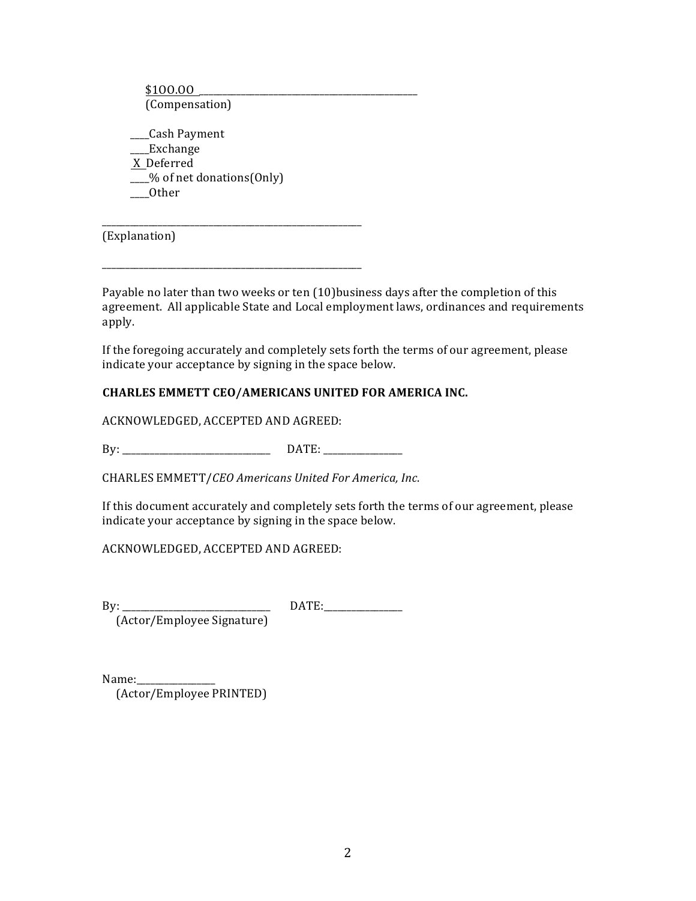$100.00 ____________________________________________
(Compensation)

____Cash Payment
____Exchange
X Deferred
____% of net donations(Only)
____Other

_______________________________________________________
(Explanation)

_______________________________________________________

Payable no later than two weeks or ten (10)business days after the completion of this agreement. All applicable State and Local employment laws, ordinances and requirements apply.

If the foregoing accurately and completely sets forth the terms of our agreement, please indicate your acceptance by signing in the space below.

**CHARLES EMMETT CEO/AMERICANS UNITED FOR AMERICA INC.**

ACKNOWLEDGED, ACCEPTED AND AGREED:

By: ______________________________ DATE: ________________

CHARLES EMMETT/*CEO Americans United For America, Inc*.

If this document accurately and completely sets forth the terms of our agreement, please indicate your acceptance by signing in the space below.

ACKNOWLEDGED, ACCEPTED AND AGREED:

By: ______________________________ DATE:________________
(Actor/Employee Signature)

Name:________________
(Actor/Employee PRINTED)